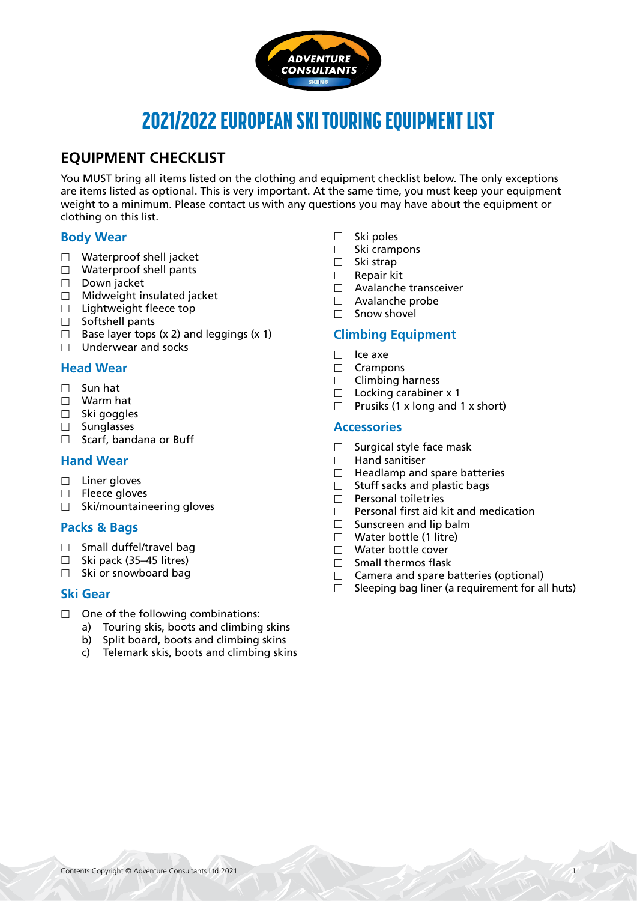# 2021/2022 EUROPEAN SKI TOURING EQUIPMENT LIST

## EQUIPMENT CHECKLIST

You MUST bring all items listed on the clothing and equipment checklist below. The only exceptions are items listed as optional. This is very important. At the same time, you must keep your equipment weight to a minimum. Please contact us with any questions you may have about the equipment or clothing on this list.

### Body Wear

- ☐ Waterproof shell jacket
- ☐ Waterproof shell pants
- ☐ Down jacket
- ☐ Midweight insulated jacket
- ☐ Lightweight fleece top
- ☐ Softshell pants
- ☐ Base layer tops (x 2) and leggings (x 1)
- ☐ Underwear and socks

### Head Wear

- ☐ Sun hat
- ☐ Warm hat
- ☐ Ski goggles
- ☐ Sunglasses
- ☐ Scarf, bandana or Buff

### Hand Wear

- ☐ Liner gloves
- ☐ Fleece gloves
- ☐ Ski/mountaineering gloves

### Packs & Bags

- ☐ Small duffel/travel bag
- ☐ Ski pack (35–45 litres)
- ☐ Ski or snowboard bag

### Ski Gear

- ☐ One of the following combinations:
  - a) Touring skis, boots and climbing skins
  - b) Split board, boots and climbing skins
  - c) Telemark skis, boots and climbing skins
- ☐ Ski poles
- ☐ Ski crampons
- ☐ Ski strap
- ☐ Repair kit
- ☐ Avalanche transceiver
- ☐ Avalanche probe
- ☐ Snow shovel

### Climbing Equipment

- ☐ Ice axe
- ☐ Crampons
- ☐ Climbing harness
- ☐ Locking carabiner x 1
- ☐ Prusiks (1 x long and 1 x short)

### Accessories

- ☐ Surgical style face mask
- ☐ Hand sanitiser
- ☐ Headlamp and spare batteries
- ☐ Stuff sacks and plastic bags
- ☐ Personal toiletries
- ☐ Personal first aid kit and medication
- ☐ Sunscreen and lip balm
- ☐ Water bottle (1 litre)
- ☐ Water bottle cover
- ☐ Small thermos flask
- ☐ Camera and spare batteries (optional)
- ☐ Sleeping bag liner (a requirement for all huts)

Contents Copyright © Adventure Consultants Ltd 2021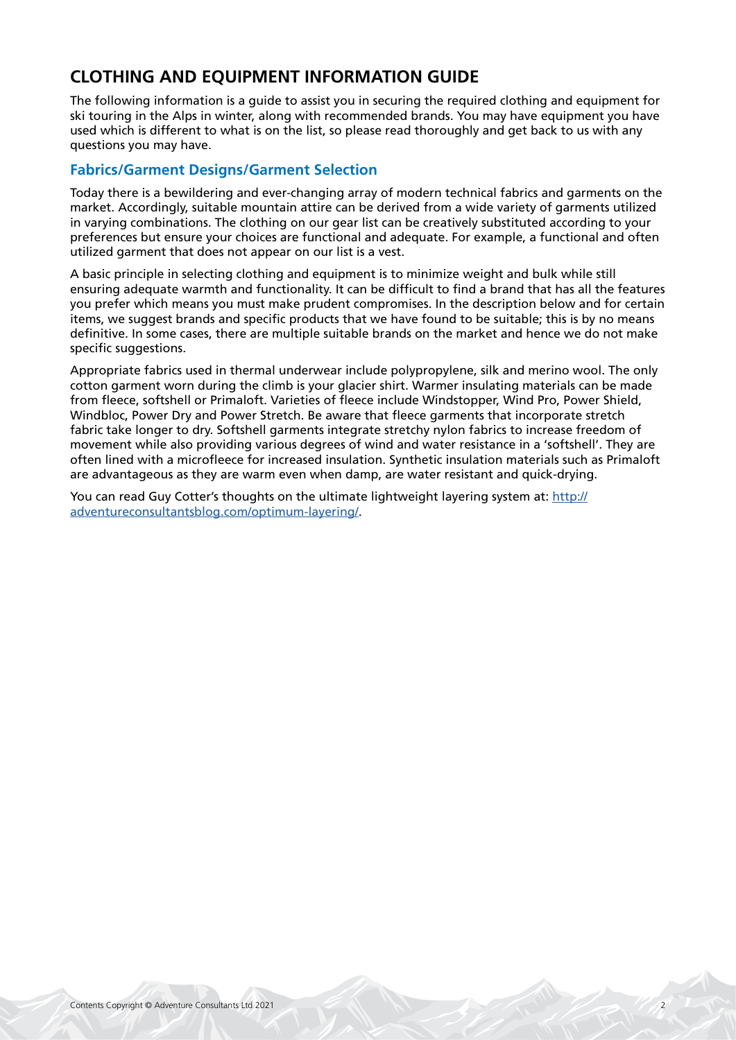# CLOTHING AND EQUIPMENT INFORMATION GUIDE

The following information is a guide to assist you in securing the required clothing and equipment for ski touring in the Alps in winter, along with recommended brands. You may have equipment you have used which is different to what is on the list, so please read thoroughly and get back to us with any questions you may have.

## Fabrics/Garment Designs/Garment Selection

Today there is a bewildering and ever-changing array of modern technical fabrics and garments on the market. Accordingly, suitable mountain attire can be derived from a wide variety of garments utilized in varying combinations. The clothing on our gear list can be creatively substituted according to your preferences but ensure your choices are functional and adequate. For example, a functional and often utilized garment that does not appear on our list is a vest.

A basic principle in selecting clothing and equipment is to minimize weight and bulk while still ensuring adequate warmth and functionality. It can be difficult to find a brand that has all the features you prefer which means you must make prudent compromises. In the description below and for certain items, we suggest brands and specific products that we have found to be suitable; this is by no means definitive. In some cases, there are multiple suitable brands on the market and hence we do not make specific suggestions.

Appropriate fabrics used in thermal underwear include polypropylene, silk and merino wool. The only cotton garment worn during the climb is your glacier shirt. Warmer insulating materials can be made from fleece, softshell or Primaloft. Varieties of fleece include Windstopper, Wind Pro, Power Shield, Windbloc, Power Dry and Power Stretch. Be aware that fleece garments that incorporate stretch fabric take longer to dry. Softshell garments integrate stretchy nylon fabrics to increase freedom of movement while also providing various degrees of wind and water resistance in a 'softshell'. They are often lined with a microfleece for increased insulation. Synthetic insulation materials such as Primaloft are advantageous as they are warm even when damp, are water resistant and quick-drying.

You can read Guy Cotter's thoughts on the ultimate lightweight layering system at: [http://adventureconsultantsblog.com/optimum-layering/](http://adventureconsultantsblog.com/optimum-layering/).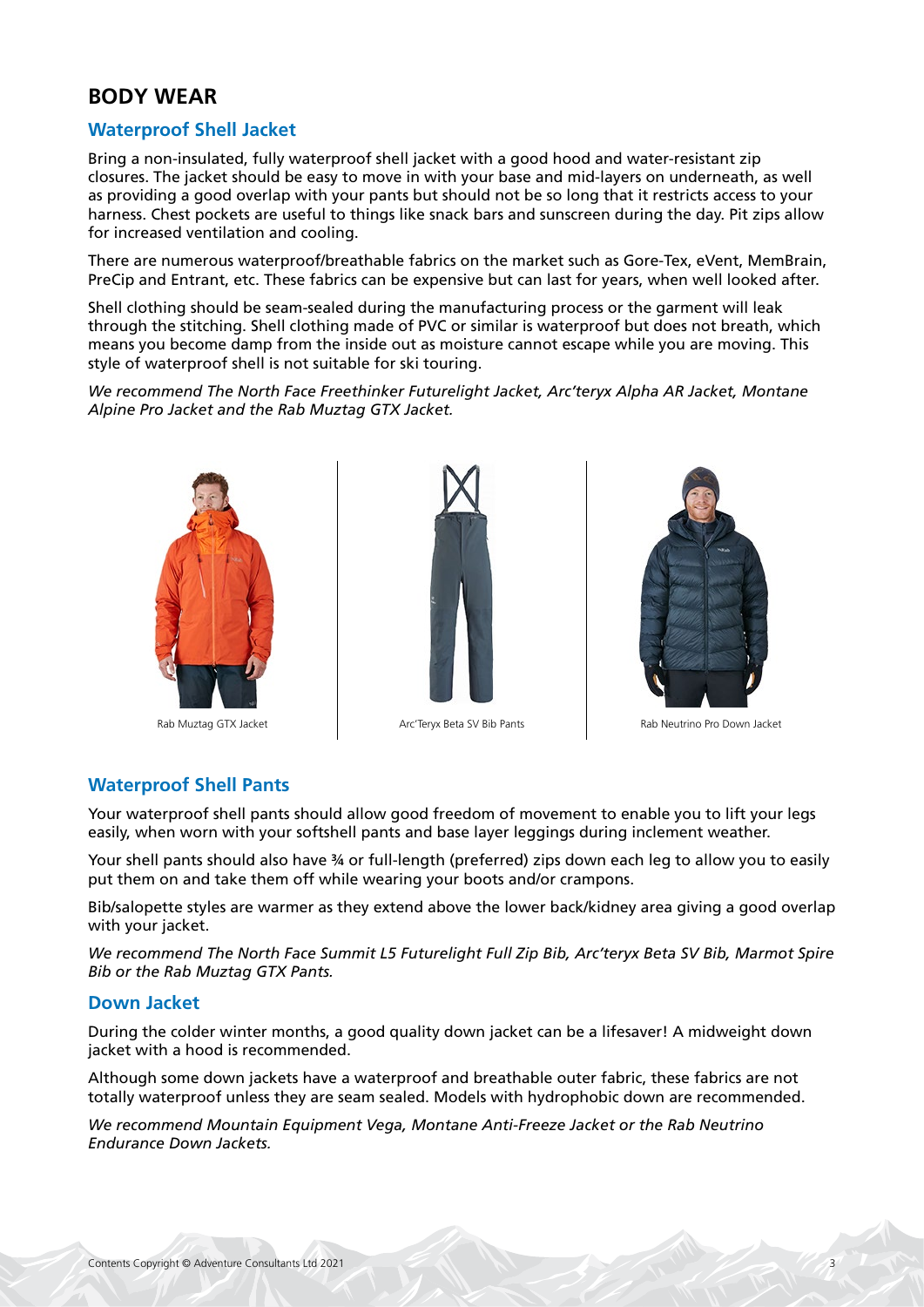## BODY WEAR

### Waterproof Shell Jacket

Bring a non-insulated, fully waterproof shell jacket with a good hood and water-resistant zip closures. The jacket should be easy to move in with your base and mid-layers on underneath, as well as providing a good overlap with your pants but should not be so long that it restricts access to your harness. Chest pockets are useful to things like snack bars and sunscreen during the day. Pit zips allow for increased ventilation and cooling.

There are numerous waterproof/breathable fabrics on the market such as Gore-Tex, eVent, MemBrain, PreCip and Entrant, etc. These fabrics can be expensive but can last for years, when well looked after.

Shell clothing should be seam-sealed during the manufacturing process or the garment will leak through the stitching. Shell clothing made of PVC or similar is waterproof but does not breath, which means you become damp from the inside out as moisture cannot escape while you are moving. This style of waterproof shell is not suitable for ski touring.

*We recommend The North Face Freethinker Futurelight Jacket, Arc'teryx Alpha AR Jacket, Montane Alpine Pro Jacket and the Rab Muztag GTX Jacket.*

Rab Muztag GTX Jacket

Arc'Teryx Beta SV Bib Pants

Rab Neutrino Pro Down Jacket

### Waterproof Shell Pants

Your waterproof shell pants should allow good freedom of movement to enable you to lift your legs easily, when worn with your softshell pants and base layer leggings during inclement weather.

Your shell pants should also have ¾ or full-length (preferred) zips down each leg to allow you to easily put them on and take them off while wearing your boots and/or crampons.

Bib/salopette styles are warmer as they extend above the lower back/kidney area giving a good overlap with your jacket.

*We recommend The North Face Summit L5 Futurelight Full Zip Bib, Arc'teryx Beta SV Bib, Marmot Spire Bib or the Rab Muztag GTX Pants.*

### Down Jacket

During the colder winter months, a good quality down jacket can be a lifesaver! A midweight down jacket with a hood is recommended.

Although some down jackets have a waterproof and breathable outer fabric, these fabrics are not totally waterproof unless they are seam sealed. Models with hydrophobic down are recommended.

*We recommend Mountain Equipment Vega, Montane Anti-Freeze Jacket or the Rab Neutrino Endurance Down Jackets.*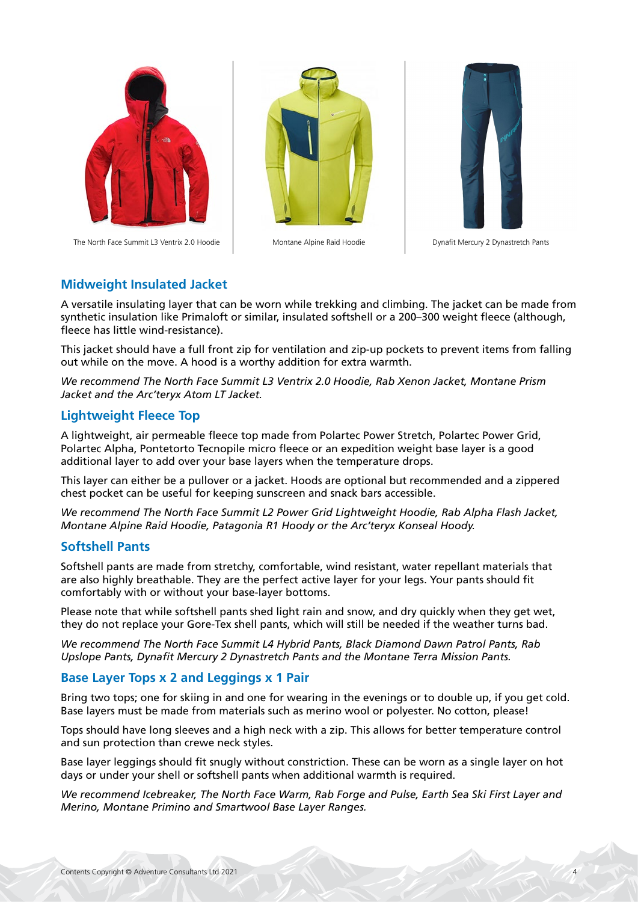The North Face Summit L3 Ventrix 2.0 Hoodie

Montane Alpine Raid Hoodie

Dynafit Mercury 2 Dynastretch Pants

## Midweight Insulated Jacket

A versatile insulating layer that can be worn while trekking and climbing. The jacket can be made from synthetic insulation like Primaloft or similar, insulated softshell or a 200–300 weight fleece (although, fleece has little wind-resistance).

This jacket should have a full front zip for ventilation and zip-up pockets to prevent items from falling out while on the move. A hood is a worthy addition for extra warmth.

*We recommend The North Face Summit L3 Ventrix 2.0 Hoodie, Rab Xenon Jacket, Montane Prism Jacket and the Arc'teryx Atom LT Jacket.*

## Lightweight Fleece Top

A lightweight, air permeable fleece top made from Polartec Power Stretch, Polartec Power Grid, Polartec Alpha, Pontetorto Tecnopile micro fleece or an expedition weight base layer is a good additional layer to add over your base layers when the temperature drops.

This layer can either be a pullover or a jacket. Hoods are optional but recommended and a zippered chest pocket can be useful for keeping sunscreen and snack bars accessible.

*We recommend The North Face Summit L2 Power Grid Lightweight Hoodie, Rab Alpha Flash Jacket, Montane Alpine Raid Hoodie, Patagonia R1 Hoody or the Arc'teryx Konseal Hoody.*

## Softshell Pants

Softshell pants are made from stretchy, comfortable, wind resistant, water repellant materials that are also highly breathable. They are the perfect active layer for your legs. Your pants should fit comfortably with or without your base-layer bottoms.

Please note that while softshell pants shed light rain and snow, and dry quickly when they get wet, they do not replace your Gore-Tex shell pants, which will still be needed if the weather turns bad.

*We recommend The North Face Summit L4 Hybrid Pants, Black Diamond Dawn Patrol Pants, Rab Upslope Pants, Dynafit Mercury 2 Dynastretch Pants and the Montane Terra Mission Pants.*

## Base Layer Tops x 2 and Leggings x 1 Pair

Bring two tops; one for skiing in and one for wearing in the evenings or to double up, if you get cold. Base layers must be made from materials such as merino wool or polyester. No cotton, please!

Tops should have long sleeves and a high neck with a zip. This allows for better temperature control and sun protection than crewe neck styles.

Base layer leggings should fit snugly without constriction. These can be worn as a single layer on hot days or under your shell or softshell pants when additional warmth is required.

*We recommend Icebreaker, The North Face Warm, Rab Forge and Pulse, Earth Sea Ski First Layer and Merino, Montane Primino and Smartwool Base Layer Ranges.*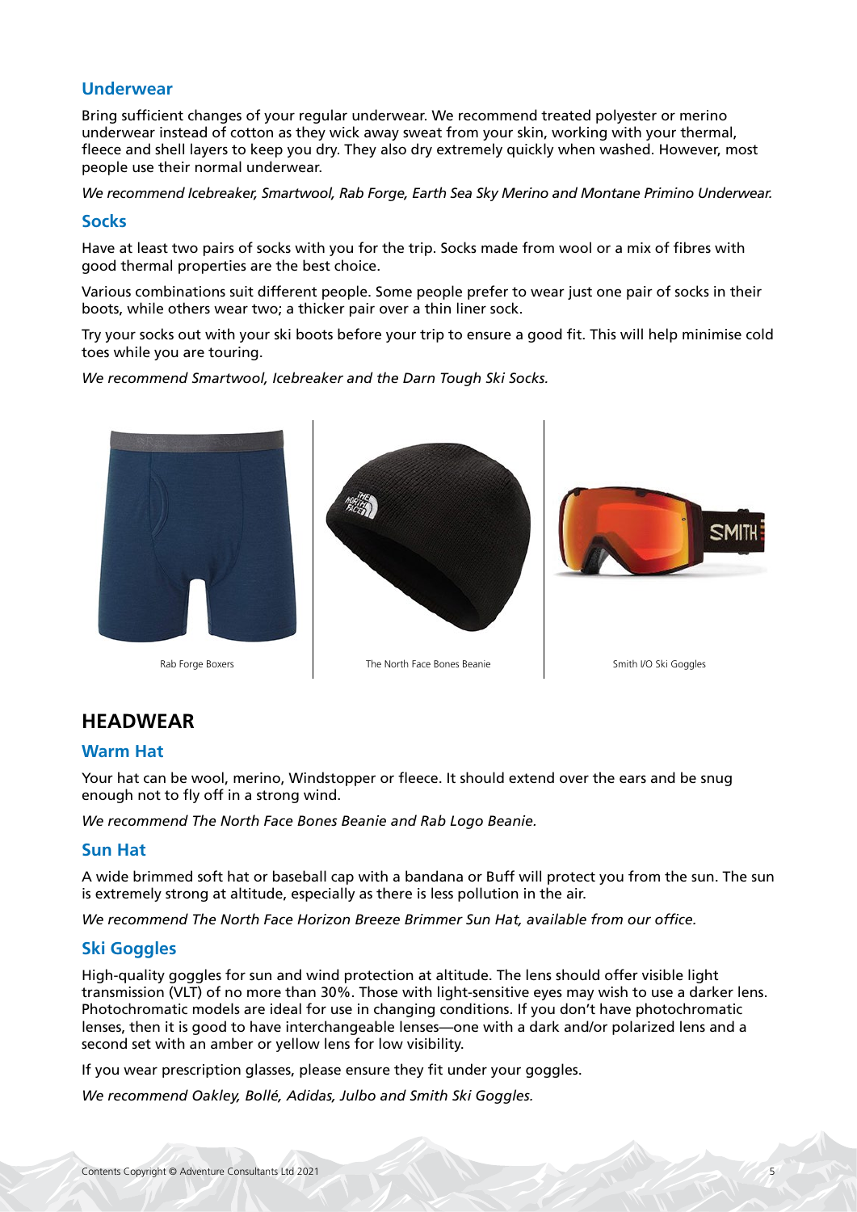### Underwear

Bring sufficient changes of your regular underwear. We recommend treated polyester or merino underwear instead of cotton as they wick away sweat from your skin, working with your thermal, fleece and shell layers to keep you dry. They also dry extremely quickly when washed. However, most people use their normal underwear.

*We recommend Icebreaker, Smartwool, Rab Forge, Earth Sea Sky Merino and Montane Primino Underwear.*

### Socks

Have at least two pairs of socks with you for the trip. Socks made from wool or a mix of fibres with good thermal properties are the best choice.

Various combinations suit different people. Some people prefer to wear just one pair of socks in their boots, while others wear two; a thicker pair over a thin liner sock.

Try your socks out with your ski boots before your trip to ensure a good fit. This will help minimise cold toes while you are touring.

*We recommend Smartwool, Icebreaker and the Darn Tough Ski Socks.*

Rab Forge Boxers

The North Face Bones Beanie

Smith I/O Ski Goggles

## HEADWEAR

### Warm Hat

Your hat can be wool, merino, Windstopper or fleece. It should extend over the ears and be snug enough not to fly off in a strong wind.

*We recommend The North Face Bones Beanie and Rab Logo Beanie.*

### Sun Hat

A wide brimmed soft hat or baseball cap with a bandana or Buff will protect you from the sun. The sun is extremely strong at altitude, especially as there is less pollution in the air.

*We recommend The North Face Horizon Breeze Brimmer Sun Hat, available from our office.*

### Ski Goggles

High-quality goggles for sun and wind protection at altitude. The lens should offer visible light transmission (VLT) of no more than 30%. Those with light-sensitive eyes may wish to use a darker lens. Photochromatic models are ideal for use in changing conditions. If you don't have photochromatic lenses, then it is good to have interchangeable lenses—one with a dark and/or polarized lens and a second set with an amber or yellow lens for low visibility.

If you wear prescription glasses, please ensure they fit under your goggles.

*We recommend Oakley, Bollé, Adidas, Julbo and Smith Ski Goggles.*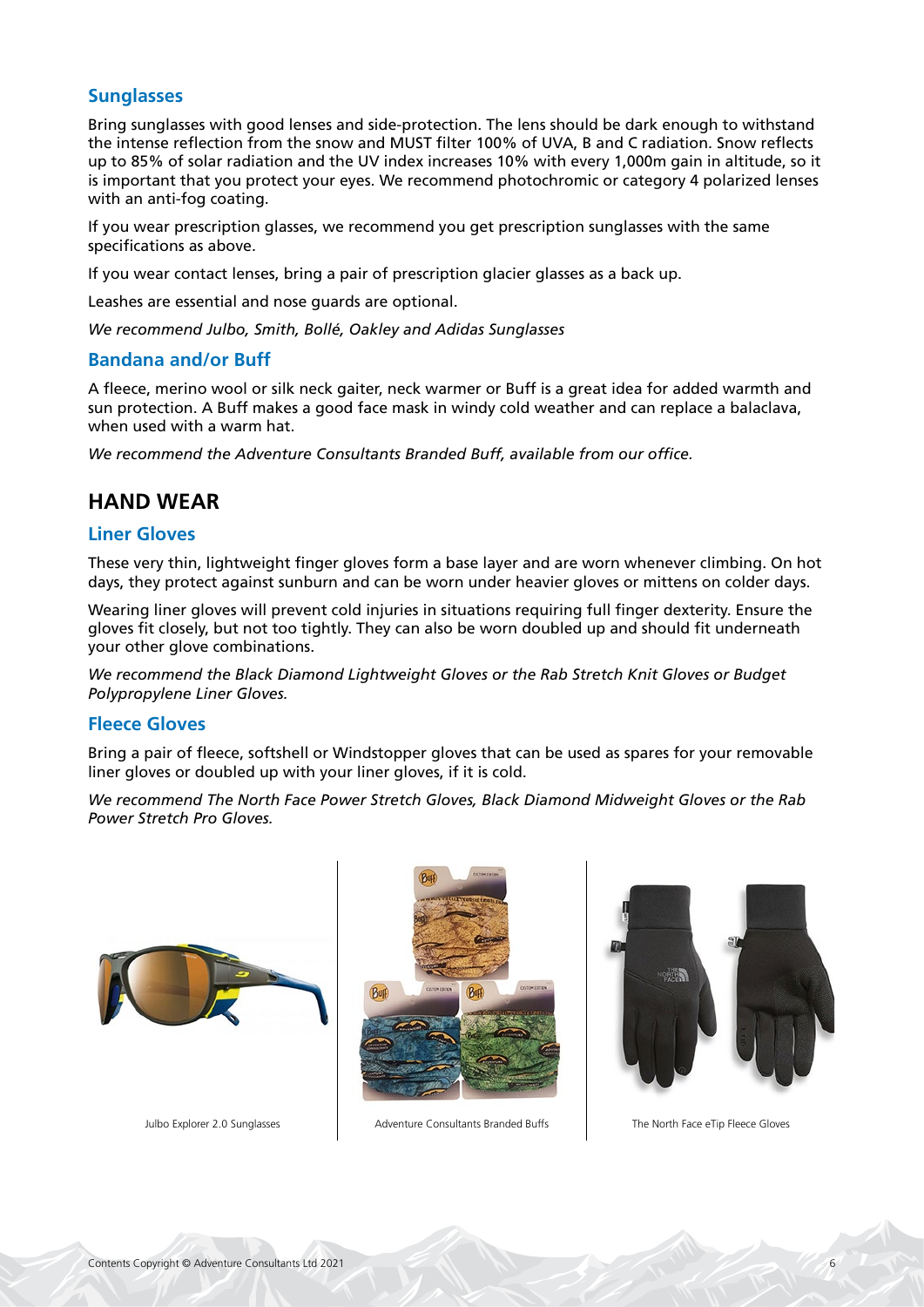### Sunglasses

Bring sunglasses with good lenses and side-protection. The lens should be dark enough to withstand the intense reflection from the snow and MUST filter 100% of UVA, B and C radiation. Snow reflects up to 85% of solar radiation and the UV index increases 10% with every 1,000m gain in altitude, so it is important that you protect your eyes. We recommend photochromic or category 4 polarized lenses with an anti-fog coating.

If you wear prescription glasses, we recommend you get prescription sunglasses with the same specifications as above.

If you wear contact lenses, bring a pair of prescription glacier glasses as a back up.

Leashes are essential and nose guards are optional.

*We recommend Julbo, Smith, Bollé, Oakley and Adidas Sunglasses*

### Bandana and/or Buff

A fleece, merino wool or silk neck gaiter, neck warmer or Buff is a great idea for added warmth and sun protection. A Buff makes a good face mask in windy cold weather and can replace a balaclava, when used with a warm hat.

*We recommend the Adventure Consultants Branded Buff, available from our office.*

## HAND WEAR

### Liner Gloves

These very thin, lightweight finger gloves form a base layer and are worn whenever climbing. On hot days, they protect against sunburn and can be worn under heavier gloves or mittens on colder days.

Wearing liner gloves will prevent cold injuries in situations requiring full finger dexterity. Ensure the gloves fit closely, but not too tightly. They can also be worn doubled up and should fit underneath your other glove combinations.

*We recommend the Black Diamond Lightweight Gloves or the Rab Stretch Knit Gloves or Budget Polypropylene Liner Gloves.*

### Fleece Gloves

Bring a pair of fleece, softshell or Windstopper gloves that can be used as spares for your removable liner gloves or doubled up with your liner gloves, if it is cold.

*We recommend The North Face Power Stretch Gloves, Black Diamond Midweight Gloves or the Rab Power Stretch Pro Gloves.*

Julbo Explorer 2.0 Sunglasses

Adventure Consultants Branded Buffs

The North Face eTip Fleece Gloves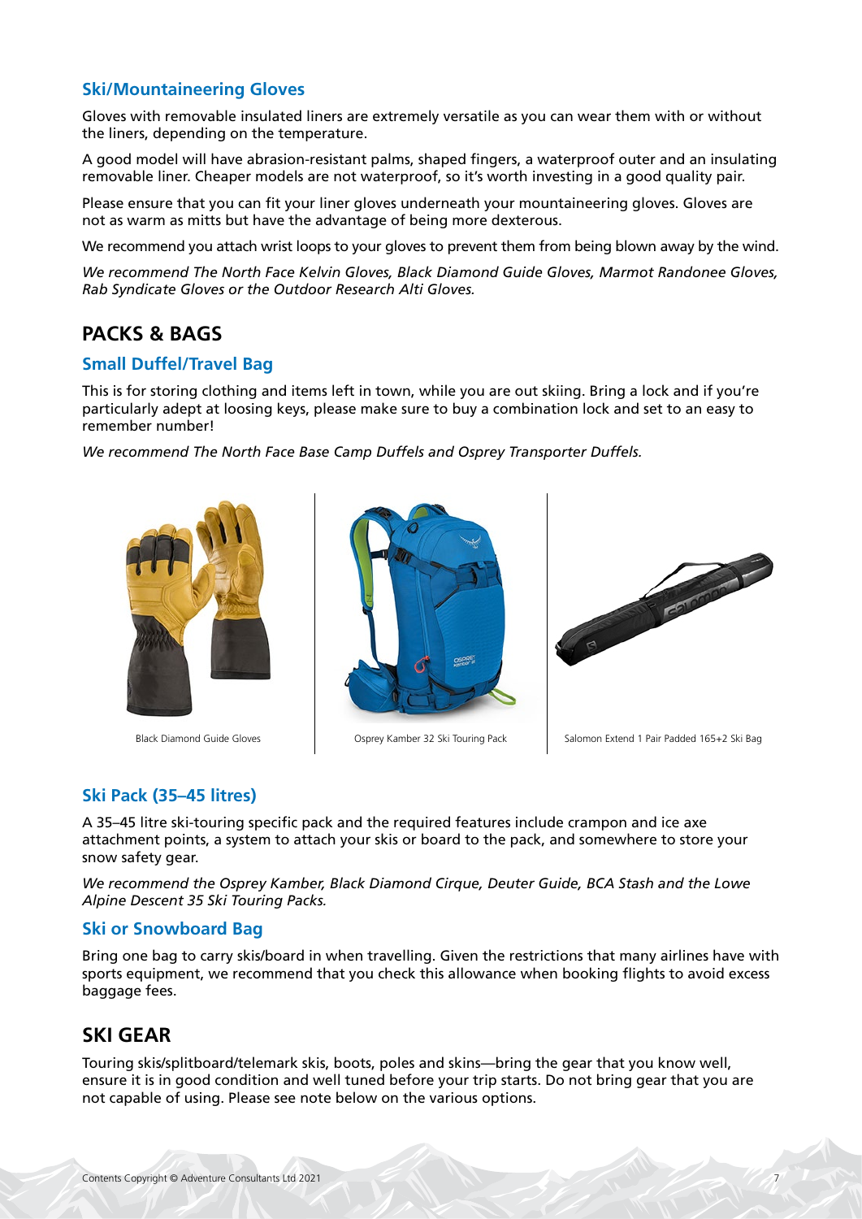### Ski/Mountaineering Gloves

Gloves with removable insulated liners are extremely versatile as you can wear them with or without the liners, depending on the temperature.

A good model will have abrasion-resistant palms, shaped fingers, a waterproof outer and an insulating removable liner. Cheaper models are not waterproof, so it's worth investing in a good quality pair.

Please ensure that you can fit your liner gloves underneath your mountaineering gloves. Gloves are not as warm as mitts but have the advantage of being more dexterous.

We recommend you attach wrist loops to your gloves to prevent them from being blown away by the wind.

*We recommend The North Face Kelvin Gloves, Black Diamond Guide Gloves, Marmot Randonee Gloves, Rab Syndicate Gloves or the Outdoor Research Alti Gloves.*

## PACKS & BAGS

### Small Duffel/Travel Bag

This is for storing clothing and items left in town, while you are out skiing. Bring a lock and if you're particularly adept at loosing keys, please make sure to buy a combination lock and set to an easy to remember number!

*We recommend The North Face Base Camp Duffels and Osprey Transporter Duffels.*

Black Diamond Guide Gloves

Osprey Kamber 32 Ski Touring Pack

Salomon Extend 1 Pair Padded 165+2 Ski Bag

### Ski Pack (35–45 litres)

A 35–45 litre ski-touring specific pack and the required features include crampon and ice axe attachment points, a system to attach your skis or board to the pack, and somewhere to store your snow safety gear.

*We recommend the Osprey Kamber, Black Diamond Cirque, Deuter Guide, BCA Stash and the Lowe Alpine Descent 35 Ski Touring Packs.*

### Ski or Snowboard Bag

Bring one bag to carry skis/board in when travelling. Given the restrictions that many airlines have with sports equipment, we recommend that you check this allowance when booking flights to avoid excess baggage fees.

## SKI GEAR

Touring skis/splitboard/telemark skis, boots, poles and skins—bring the gear that you know well, ensure it is in good condition and well tuned before your trip starts. Do not bring gear that you are not capable of using. Please see note below on the various options.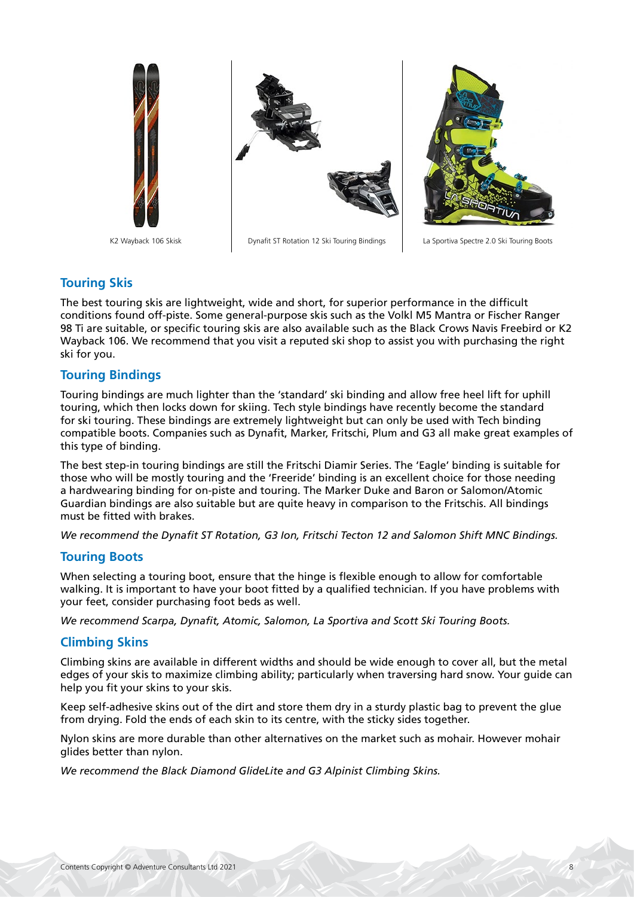K2 Wayback 106 Skisk

Dynafit ST Rotation 12 Ski Touring Bindings

La Sportiva Spectre 2.0 Ski Touring Boots

## Touring Skis

The best touring skis are lightweight, wide and short, for superior performance in the difficult conditions found off-piste. Some general-purpose skis such as the Volkl M5 Mantra or Fischer Ranger 98 Ti are suitable, or specific touring skis are also available such as the Black Crows Navis Freebird or K2 Wayback 106. We recommend that you visit a reputed ski shop to assist you with purchasing the right ski for you.

## Touring Bindings

Touring bindings are much lighter than the 'standard' ski binding and allow free heel lift for uphill touring, which then locks down for skiing. Tech style bindings have recently become the standard for ski touring. These bindings are extremely lightweight but can only be used with Tech binding compatible boots. Companies such as Dynafit, Marker, Fritschi, Plum and G3 all make great examples of this type of binding.

The best step-in touring bindings are still the Fritschi Diamir Series. The 'Eagle' binding is suitable for those who will be mostly touring and the 'Freeride' binding is an excellent choice for those needing a hardwearing binding for on-piste and touring. The Marker Duke and Baron or Salomon/Atomic Guardian bindings are also suitable but are quite heavy in comparison to the Fritschis. All bindings must be fitted with brakes.

*We recommend the Dynafit ST Rotation, G3 Ion, Fritschi Tecton 12 and Salomon Shift MNC Bindings.*

## Touring Boots

When selecting a touring boot, ensure that the hinge is flexible enough to allow for comfortable walking. It is important to have your boot fitted by a qualified technician. If you have problems with your feet, consider purchasing foot beds as well.

*We recommend Scarpa, Dynafit, Atomic, Salomon, La Sportiva and Scott Ski Touring Boots.*

## Climbing Skins

Climbing skins are available in different widths and should be wide enough to cover all, but the metal edges of your skis to maximize climbing ability; particularly when traversing hard snow. Your guide can help you fit your skins to your skis.

Keep self-adhesive skins out of the dirt and store them dry in a sturdy plastic bag to prevent the glue from drying. Fold the ends of each skin to its centre, with the sticky sides together.

Nylon skins are more durable than other alternatives on the market such as mohair. However mohair glides better than nylon.

*We recommend the Black Diamond GlideLite and G3 Alpinist Climbing Skins.*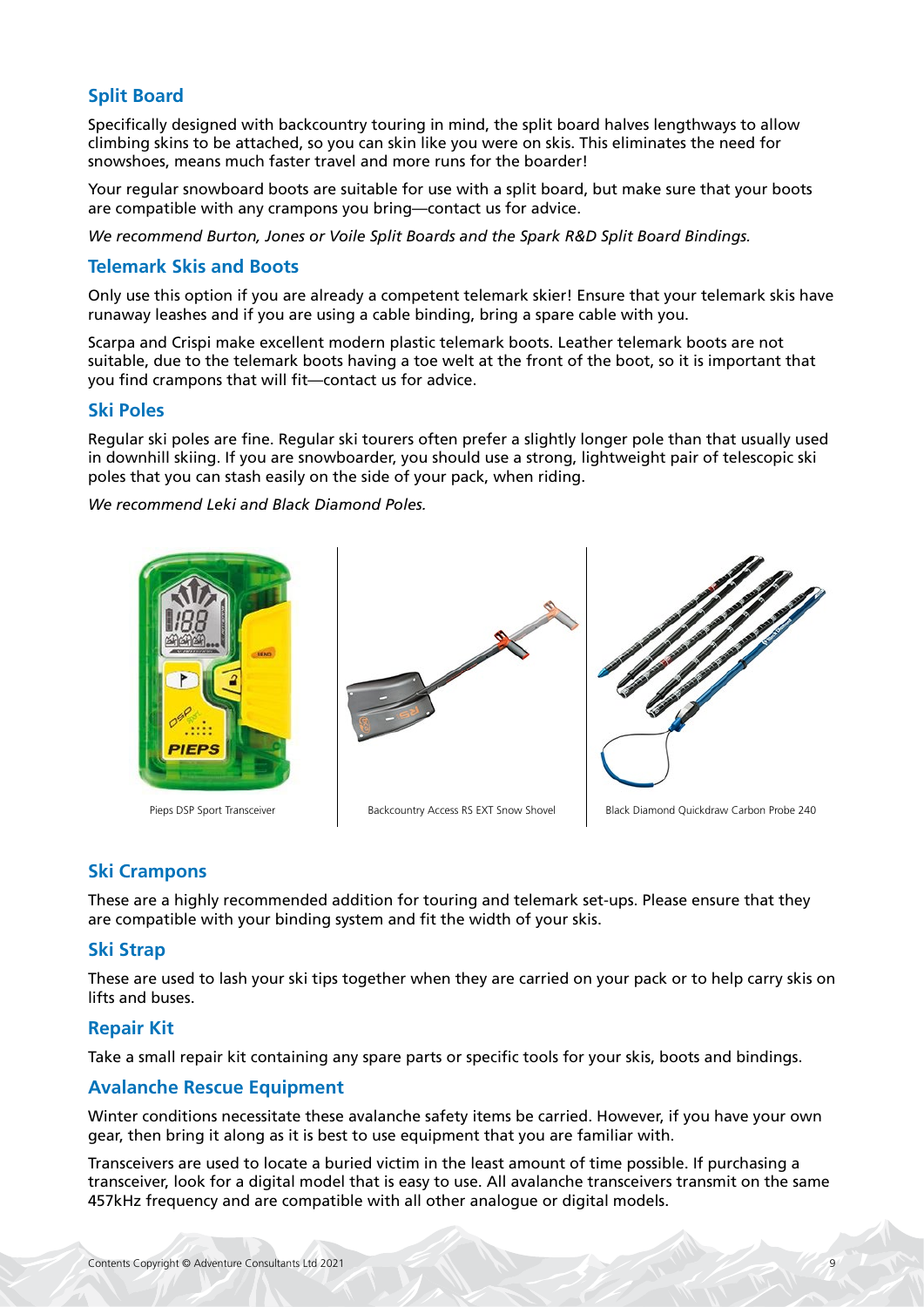## Split Board

Specifically designed with backcountry touring in mind, the split board halves lengthways to allow climbing skins to be attached, so you can skin like you were on skis. This eliminates the need for snowshoes, means much faster travel and more runs for the boarder!

Your regular snowboard boots are suitable for use with a split board, but make sure that your boots are compatible with any crampons you bring—contact us for advice.

*We recommend Burton, Jones or Voile Split Boards and the Spark R&D Split Board Bindings.*

## Telemark Skis and Boots

Only use this option if you are already a competent telemark skier! Ensure that your telemark skis have runaway leashes and if you are using a cable binding, bring a spare cable with you.

Scarpa and Crispi make excellent modern plastic telemark boots. Leather telemark boots are not suitable, due to the telemark boots having a toe welt at the front of the boot, so it is important that you find crampons that will fit—contact us for advice.

## Ski Poles

Regular ski poles are fine. Regular ski tourers often prefer a slightly longer pole than that usually used in downhill skiing. If you are snowboarder, you should use a strong, lightweight pair of telescopic ski poles that you can stash easily on the side of your pack, when riding.

*We recommend Leki and Black Diamond Poles.*

Pieps DSP Sport Transceiver

Backcountry Access RS EXT Snow Shovel

Black Diamond Quickdraw Carbon Probe 240

## Ski Crampons

These are a highly recommended addition for touring and telemark set-ups. Please ensure that they are compatible with your binding system and fit the width of your skis.

## Ski Strap

These are used to lash your ski tips together when they are carried on your pack or to help carry skis on lifts and buses.

## Repair Kit

Take a small repair kit containing any spare parts or specific tools for your skis, boots and bindings.

## Avalanche Rescue Equipment

Winter conditions necessitate these avalanche safety items be carried. However, if you have your own gear, then bring it along as it is best to use equipment that you are familiar with.

Transceivers are used to locate a buried victim in the least amount of time possible. If purchasing a transceiver, look for a digital model that is easy to use. All avalanche transceivers transmit on the same 457kHz frequency and are compatible with all other analogue or digital models.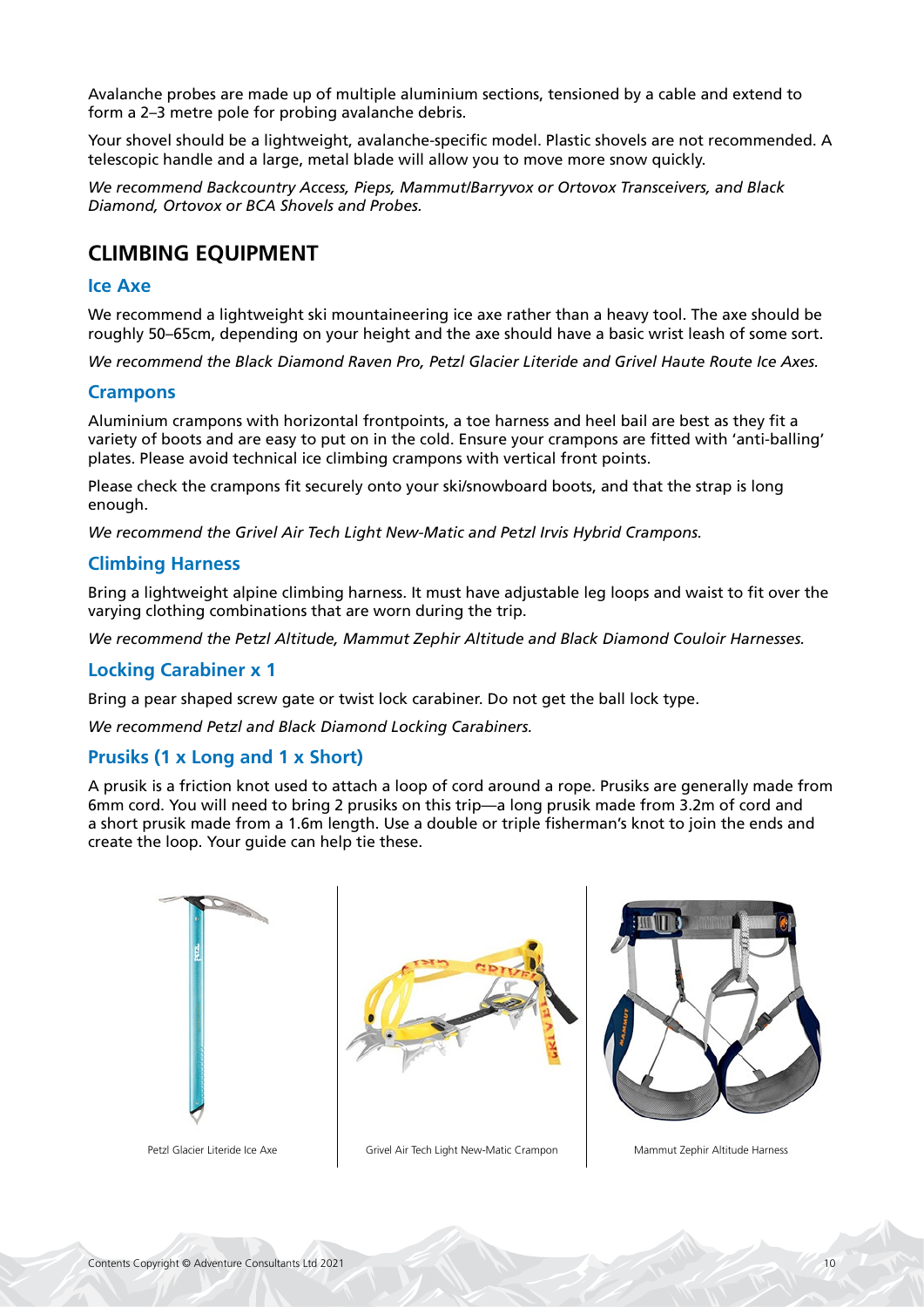Avalanche probes are made up of multiple aluminium sections, tensioned by a cable and extend to form a 2–3 metre pole for probing avalanche debris.

Your shovel should be a lightweight, avalanche-specific model. Plastic shovels are not recommended. A telescopic handle and a large, metal blade will allow you to move more snow quickly.

*We recommend Backcountry Access, Pieps, Mammut/Barryvox or Ortovox Transceivers, and Black Diamond, Ortovox or BCA Shovels and Probes.*

## CLIMBING EQUIPMENT

### Ice Axe

We recommend a lightweight ski mountaineering ice axe rather than a heavy tool. The axe should be roughly 50–65cm, depending on your height and the axe should have a basic wrist leash of some sort.

*We recommend the Black Diamond Raven Pro, Petzl Glacier Literide and Grivel Haute Route Ice Axes.*

### Crampons

Aluminium crampons with horizontal frontpoints, a toe harness and heel bail are best as they fit a variety of boots and are easy to put on in the cold. Ensure your crampons are fitted with 'anti-balling' plates. Please avoid technical ice climbing crampons with vertical front points.

Please check the crampons fit securely onto your ski/snowboard boots, and that the strap is long enough.

*We recommend the Grivel Air Tech Light New-Matic and Petzl Irvis Hybrid Crampons.*

### Climbing Harness

Bring a lightweight alpine climbing harness. It must have adjustable leg loops and waist to fit over the varying clothing combinations that are worn during the trip.

*We recommend the Petzl Altitude, Mammut Zephir Altitude and Black Diamond Couloir Harnesses.*

### Locking Carabiner x 1

Bring a pear shaped screw gate or twist lock carabiner. Do not get the ball lock type.

*We recommend Petzl and Black Diamond Locking Carabiners.*

### Prusiks (1 x Long and 1 x Short)

A prusik is a friction knot used to attach a loop of cord around a rope. Prusiks are generally made from 6mm cord. You will need to bring 2 prusiks on this trip—a long prusik made from 3.2m of cord and a short prusik made from a 1.6m length. Use a double or triple fisherman's knot to join the ends and create the loop. Your guide can help tie these.

Petzl Glacier Literide Ice Axe

Grivel Air Tech Light New-Matic Crampon

Mammut Zephir Altitude Harness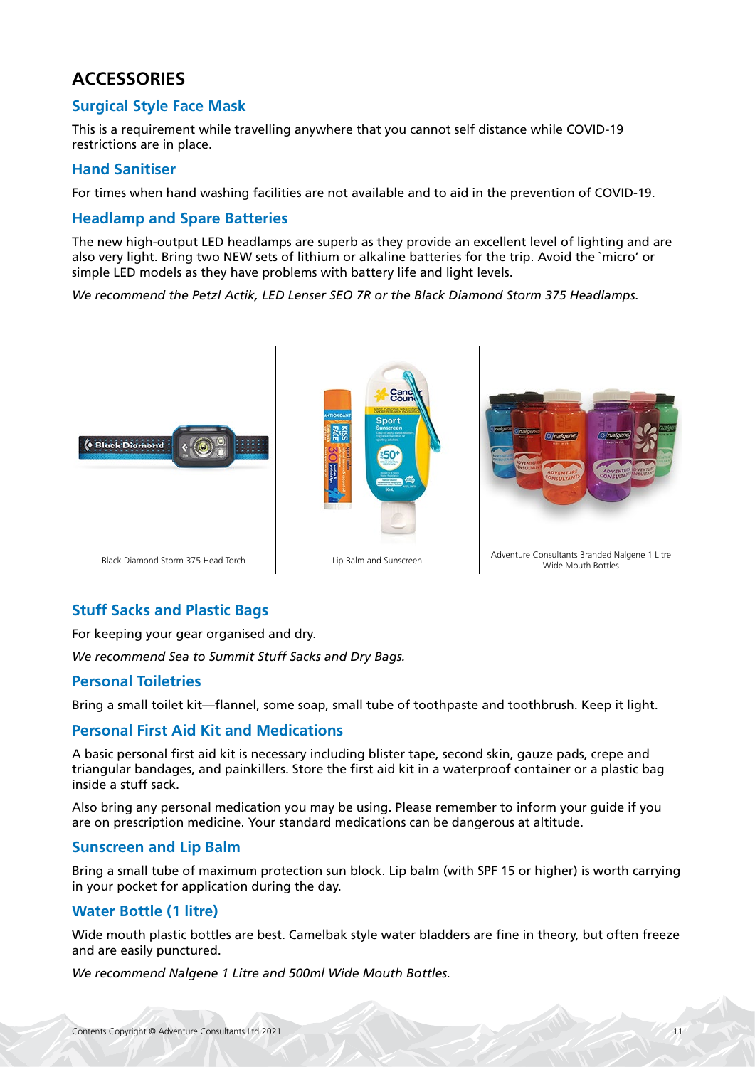# ACCESSORIES

## Surgical Style Face Mask

This is a requirement while travelling anywhere that you cannot self distance while COVID-19 restrictions are in place.

## Hand Sanitiser

For times when hand washing facilities are not available and to aid in the prevention of COVID-19.

## Headlamp and Spare Batteries

The new high-output LED headlamps are superb as they provide an excellent level of lighting and are also very light. Bring two NEW sets of lithium or alkaline batteries for the trip. Avoid the `micro' or simple LED models as they have problems with battery life and light levels.

*We recommend the Petzl Actik, LED Lenser SEO 7R or the Black Diamond Storm 375 Headlamps.*

Black Diamond Storm 375 Head Torch

Lip Balm and Sunscreen

Adventure Consultants Branded Nalgene 1 Litre Wide Mouth Bottles

## Stuff Sacks and Plastic Bags

For keeping your gear organised and dry.

*We recommend Sea to Summit Stuff Sacks and Dry Bags.*

## Personal Toiletries

Bring a small toilet kit—flannel, some soap, small tube of toothpaste and toothbrush. Keep it light.

## Personal First Aid Kit and Medications

A basic personal first aid kit is necessary including blister tape, second skin, gauze pads, crepe and triangular bandages, and painkillers. Store the first aid kit in a waterproof container or a plastic bag inside a stuff sack.

Also bring any personal medication you may be using. Please remember to inform your guide if you are on prescription medicine. Your standard medications can be dangerous at altitude.

## Sunscreen and Lip Balm

Bring a small tube of maximum protection sun block. Lip balm (with SPF 15 or higher) is worth carrying in your pocket for application during the day.

## Water Bottle (1 litre)

Wide mouth plastic bottles are best. Camelbak style water bladders are fine in theory, but often freeze and are easily punctured.

*We recommend Nalgene 1 Litre and 500ml Wide Mouth Bottles.*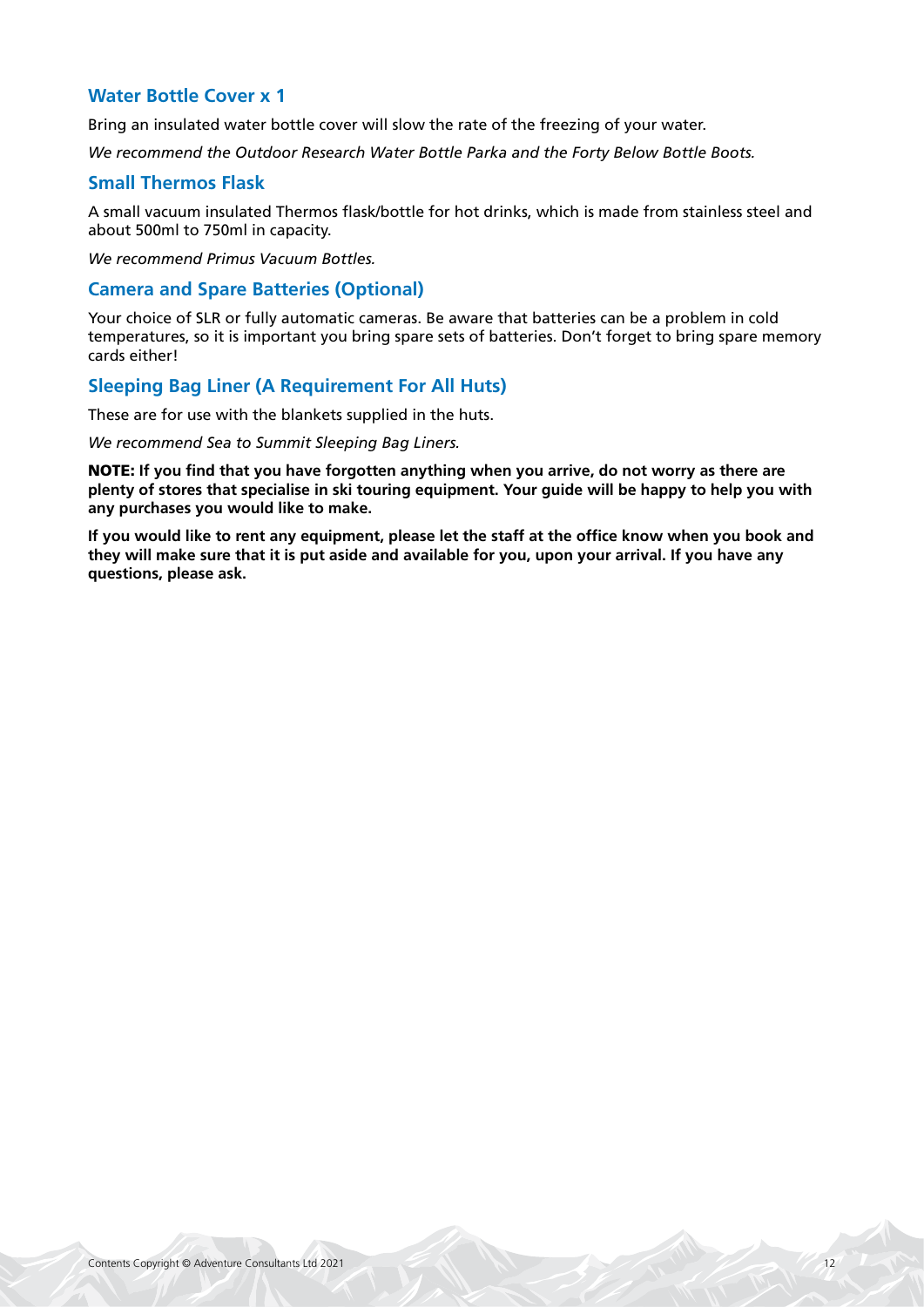## Water Bottle Cover x 1

Bring an insulated water bottle cover will slow the rate of the freezing of your water.

*We recommend the Outdoor Research Water Bottle Parka and the Forty Below Bottle Boots.*

## Small Thermos Flask

A small vacuum insulated Thermos flask/bottle for hot drinks, which is made from stainless steel and about 500ml to 750ml in capacity.

*We recommend Primus Vacuum Bottles.*

## Camera and Spare Batteries (Optional)

Your choice of SLR or fully automatic cameras. Be aware that batteries can be a problem in cold temperatures, so it is important you bring spare sets of batteries. Don't forget to bring spare memory cards either!

## Sleeping Bag Liner (A Requirement For All Huts)

These are for use with the blankets supplied in the huts.

*We recommend Sea to Summit Sleeping Bag Liners.*

**NOTE: If you find that you have forgotten anything when you arrive, do not worry as there are plenty of stores that specialise in ski touring equipment. Your guide will be happy to help you with any purchases you would like to make.**

**If you would like to rent any equipment, please let the staff at the office know when you book and they will make sure that it is put aside and available for you, upon your arrival. If you have any questions, please ask.**